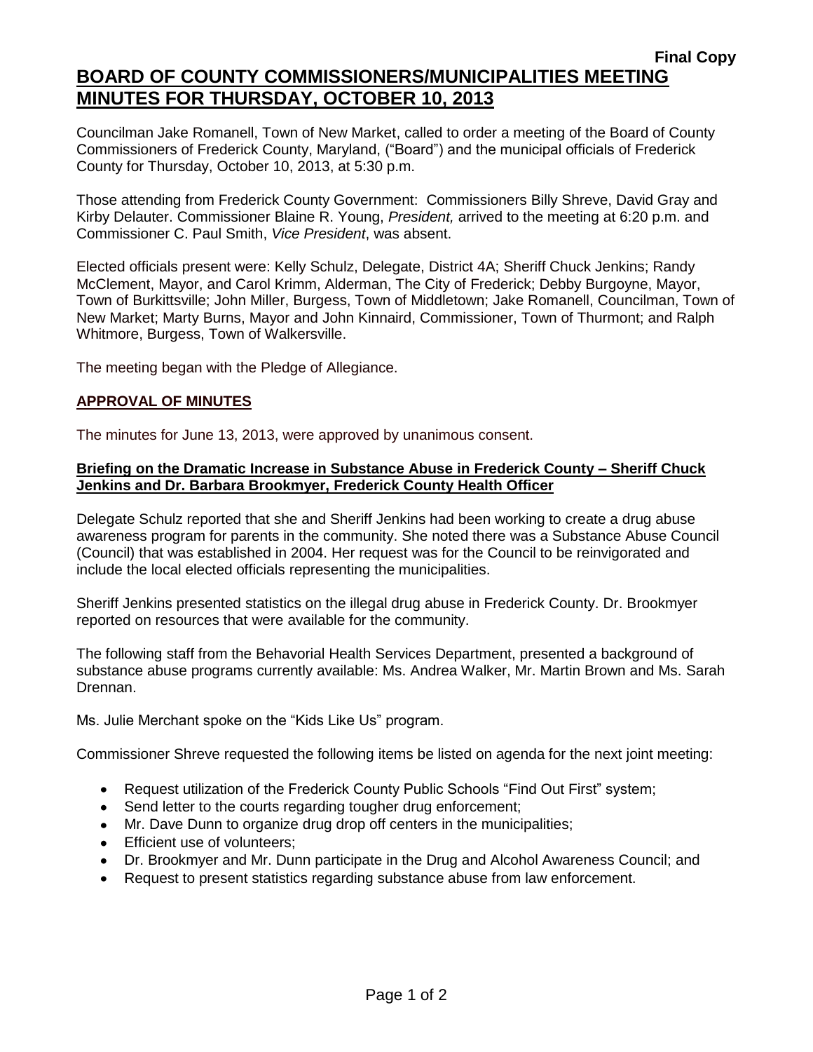**Final Copy**

# BOARD OF COUNTY COMMISSIONERS/MUNICIPALITIES MEETING MINUTES FOR THURSDAY, OCTOBER 10, 2013

Councilman Jake Romanell, Town of New Market, called to order a meeting of the Board of County Commissioners of Frederick County, Maryland, ("Board") and the municipal officials of Frederick County for Thursday, October 10, 2013, at 5:30 p.m.

Those attending from Frederick County Government: Commissioners Billy Shreve, David Gray and Kirby Delauter. Commissioner Blaine R. Young, *President,* arrived to the meeting at 6:20 p.m. and Commissioner C. Paul Smith, *Vice President*, was absent.

Elected officials present were: Kelly Schulz, Delegate, District 4A; Sheriff Chuck Jenkins; Randy McClement, Mayor, and Carol Krimm, Alderman, The City of Frederick; Debby Burgoyne, Mayor, Town of Burkittsville; John Miller, Burgess, Town of Middletown; Jake Romanell, Councilman, Town of New Market; Marty Burns, Mayor and John Kinnaird, Commissioner, Town of Thurmont; and Ralph Whitmore, Burgess, Town of Walkersville.

The meeting began with the Pledge of Allegiance.

## APPROVAL OF MINUTES

The minutes for June 13, 2013, were approved by unanimous consent.

## Briefing on the Dramatic Increase in Substance Abuse in Frederick County – Sheriff Chuck Jenkins and Dr. Barbara Brookmyer, Frederick County Health Officer

Delegate Schulz reported that she and Sheriff Jenkins had been working to create a drug abuse awareness program for parents in the community. She noted there was a Substance Abuse Council (Council) that was established in 2004. Her request was for the Council to be reinvigorated and include the local elected officials representing the municipalities.

Sheriff Jenkins presented statistics on the illegal drug abuse in Frederick County. Dr. Brookmyer reported on resources that were available for the community.

The following staff from the Behavorial Health Services Department, presented a background of substance abuse programs currently available: Ms. Andrea Walker, Mr. Martin Brown and Ms. Sarah Drennan.

Ms. Julie Merchant spoke on the "Kids Like Us" program.

Commissioner Shreve requested the following items be listed on agenda for the next joint meeting:

- Request utilization of the Frederick County Public Schools "Find Out First" system;
- Send letter to the courts regarding tougher drug enforcement;
- Mr. Dave Dunn to organize drug drop off centers in the municipalities;
- Efficient use of volunteers;
- Dr. Brookmyer and Mr. Dunn participate in the Drug and Alcohol Awareness Council; and
- Request to present statistics regarding substance abuse from law enforcement.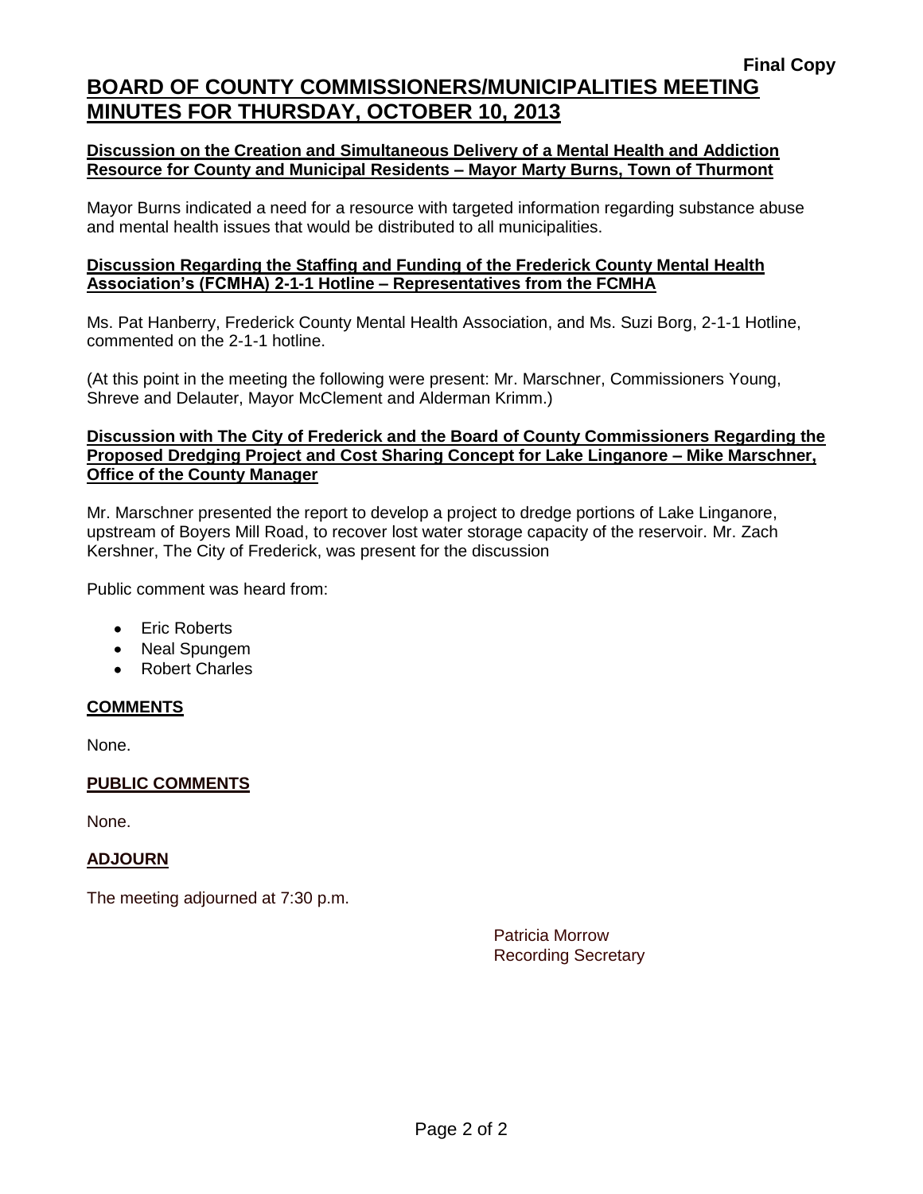**Final Copy**

# BOARD OF COUNTY COMMISSIONERS/MUNICIPALITIES MEETING MINUTES FOR THURSDAY, OCTOBER 10, 2013

**Discussion on the Creation and Simultaneous Delivery of a Mental Health and Addiction Resource for County and Municipal Residents – Mayor Marty Burns, Town of Thurmont**

Mayor Burns indicated a need for a resource with targeted information regarding substance abuse and mental health issues that would be distributed to all municipalities.

**Discussion Regarding the Staffing and Funding of the Frederick County Mental Health Association's (FCMHA) 2-1-1 Hotline – Representatives from the FCMHA**

Ms. Pat Hanberry, Frederick County Mental Health Association, and Ms. Suzi Borg, 2-1-1 Hotline, commented on the 2-1-1 hotline.

(At this point in the meeting the following were present: Mr. Marschner, Commissioners Young, Shreve and Delauter, Mayor McClement and Alderman Krimm.)

**Discussion with The City of Frederick and the Board of County Commissioners Regarding the Proposed Dredging Project and Cost Sharing Concept for Lake Linganore – Mike Marschner, Office of the County Manager**

Mr. Marschner presented the report to develop a project to dredge portions of Lake Linganore, upstream of Boyers Mill Road, to recover lost water storage capacity of the reservoir. Mr. Zach Kershner, The City of Frederick, was present for the discussion

Public comment was heard from:

- Eric Roberts
- Neal Spungem
- Robert Charles

**COMMENTS**

None.

**PUBLIC COMMENTS**

None.

**ADJOURN**

The meeting adjourned at 7:30 p.m.

Patricia Morrow
Recording Secretary